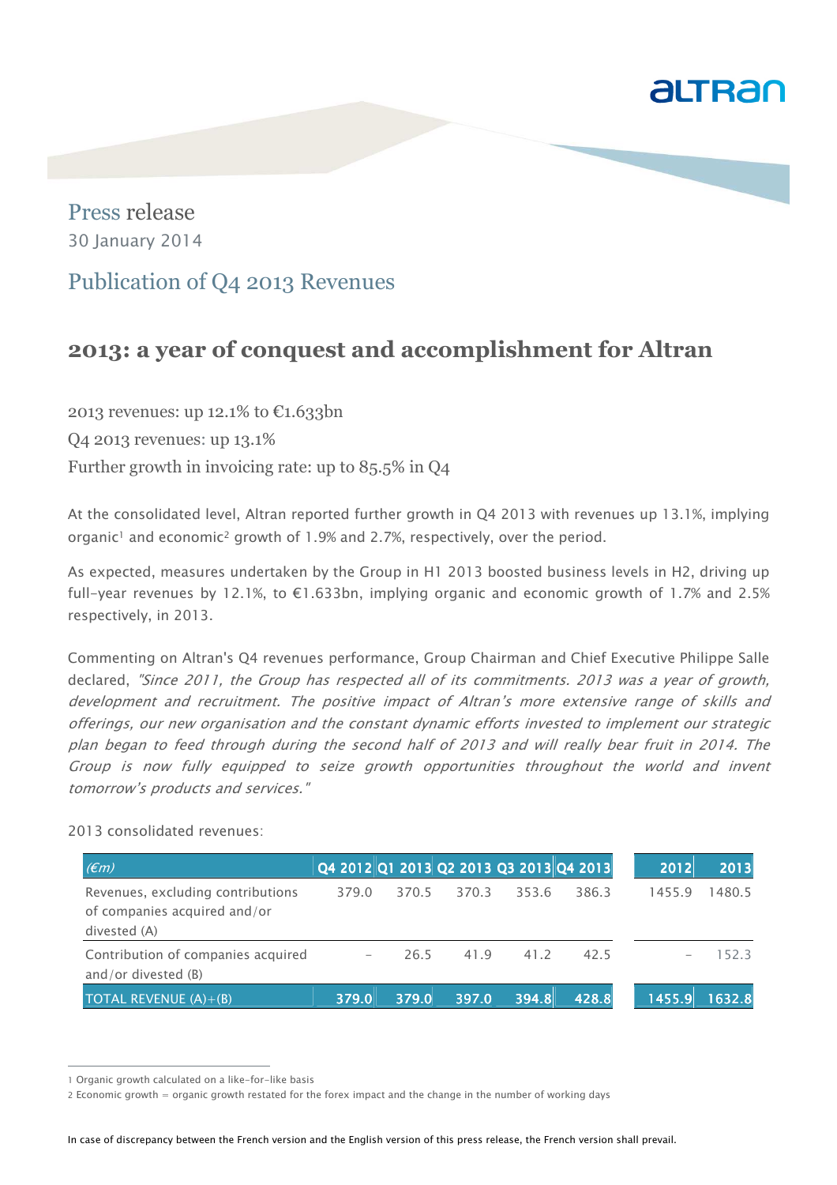Press release
30 January 2014

## Publication of Q4 2013 Revenues

# 2013: a year of conquest and accomplishment for Altran

2013 revenues: up 12.1% to €1.633bn

Q4 2013 revenues: up 13.1%

Further growth in invoicing rate: up to 85.5% in Q4

At the consolidated level, Altran reported further growth in Q4 2013 with revenues up 13.1%, implying organic[1] and economic[2] growth of 1.9% and 2.7%, respectively, over the period.

As expected, measures undertaken by the Group in H1 2013 boosted business levels in H2, driving up full-year revenues by 12.1%, to €1.633bn, implying organic and economic growth of 1.7% and 2.5% respectively, in 2013.

Commenting on Altran's Q4 revenues performance, Group Chairman and Chief Executive Philippe Salle declared, *"Since 2011, the Group has respected all of its commitments. 2013 was a year of growth, development and recruitment. The positive impact of Altran's more extensive range of skills and offerings, our new organisation and the constant dynamic efforts invested to implement our strategic plan began to feed through during the second half of 2013 and will really bear fruit in 2014. The Group is now fully equipped to seize growth opportunities throughout the world and invent tomorrow's products and services."*

2013 consolidated revenues:

| *(€m)* | Q4 2012 | Q1 2013 | Q2 2013 | Q3 2013 | Q4 2013 | 2012 | 2013 |
|---|---|---|---|---|---|---|---|
| Revenues, excluding contributions of companies acquired and/or divested (A) | 379.0 | 370.5 | 370.3 | 353.6 | 386.3 | 1455.9 | 1480.5 |
| Contribution of companies acquired and/or divested (B) | – | 26.5 | 41.9 | 41.2 | 42.5 | – | 152.3 |
| TOTAL REVENUE (A)+(B) | 379.0 | 379.0 | 397.0 | 394.8 | 428.8 | 1455.9 | 1632.8 |

1 Organic growth calculated on a like-for-like basis

2 Economic growth = organic growth restated for the forex impact and the change in the number of working days

In case of discrepancy between the French version and the English version of this press release, the French version shall prevail.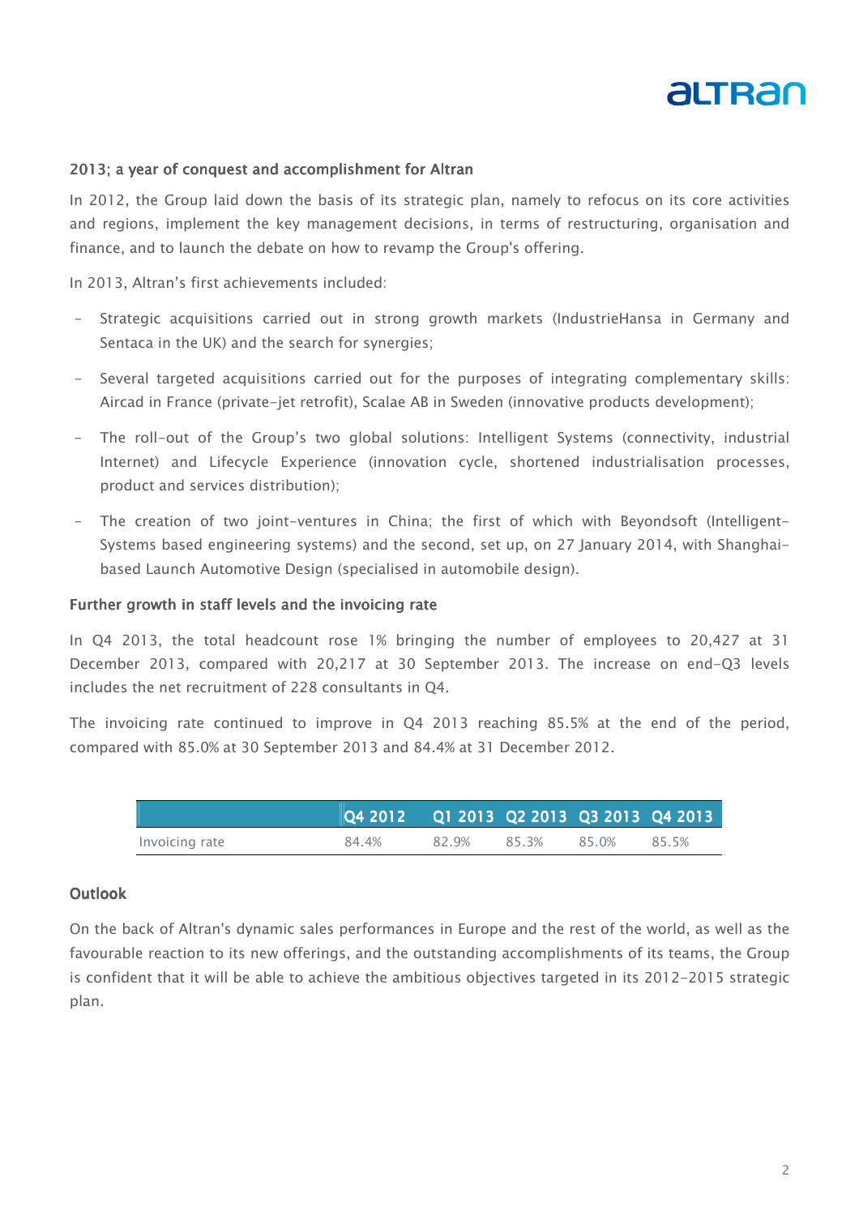## 2013; a year of conquest and accomplishment for Altran

In 2012, the Group laid down the basis of its strategic plan, namely to refocus on its core activities and regions, implement the key management decisions, in terms of restructuring, organisation and finance, and to launch the debate on how to revamp the Group's offering.

In 2013, Altran's first achievements included:

- Strategic acquisitions carried out in strong growth markets (IndustrieHansa in Germany and Sentaca in the UK) and the search for synergies;
- Several targeted acquisitions carried out for the purposes of integrating complementary skills: Aircad in France (private-jet retrofit), Scalae AB in Sweden (innovative products development);
- The roll-out of the Group's two global solutions: Intelligent Systems (connectivity, industrial Internet) and Lifecycle Experience (innovation cycle, shortened industrialisation processes, product and services distribution);
- The creation of two joint-ventures in China; the first of which with Beyondsoft (Intelligent-Systems based engineering systems) and the second, set up, on 27 January 2014, with Shanghai-based Launch Automotive Design (specialised in automobile design).

## Further growth in staff levels and the invoicing rate

In Q4 2013, the total headcount rose 1% bringing the number of employees to 20,427 at 31 December 2013, compared with 20,217 at 30 September 2013. The increase on end-Q3 levels includes the net recruitment of 228 consultants in Q4.

The invoicing rate continued to improve in Q4 2013 reaching 85.5% at the end of the period, compared with 85.0% at 30 September 2013 and 84.4% at 31 December 2012.

| | Q4 2012 | Q1 2013 | Q2 2013 | Q3 2013 | Q4 2013 |
|---|---|---|---|---|---|
| Invoicing rate | 84.4% | 82.9% | 85.3% | 85.0% | 85.5% |

## Outlook

On the back of Altran's dynamic sales performances in Europe and the rest of the world, as well as the favourable reaction to its new offerings, and the outstanding accomplishments of its teams, the Group is confident that it will be able to achieve the ambitious objectives targeted in its 2012-2015 strategic plan.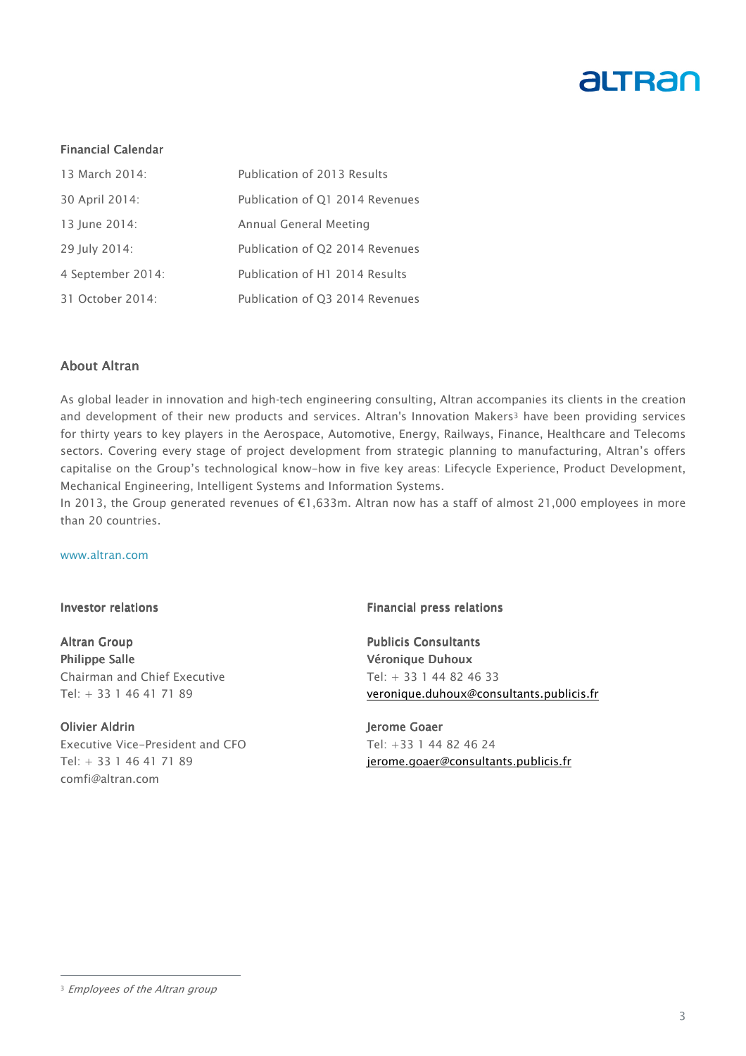### Financial Calendar

| | |
|---|---|
| 13 March 2014: | Publication of 2013 Results |
| 30 April 2014: | Publication of Q1 2014 Revenues |
| 13 June 2014: | Annual General Meeting |
| 29 July 2014: | Publication of Q2 2014 Revenues |
| 4 September 2014: | Publication of H1 2014 Results |
| 31 October 2014: | Publication of Q3 2014 Revenues |

## About Altran

As global leader in innovation and high-tech engineering consulting, Altran accompanies its clients in the creation and development of their new products and services. Altran's Innovation Makers[3] have been providing services for thirty years to key players in the Aerospace, Automotive, Energy, Railways, Finance, Healthcare and Telecoms sectors. Covering every stage of project development from strategic planning to manufacturing, Altran's offers capitalise on the Group's technological know-how in five key areas: Lifecycle Experience, Product Development, Mechanical Engineering, Intelligent Systems and Information Systems.
In 2013, the Group generated revenues of €1,633m. Altran now has a staff of almost 21,000 employees in more than 20 countries.

www.altran.com

**Investor relations**

**Altran Group**
**Philippe Salle**
Chairman and Chief Executive
Tel: + 33 1 46 41 71 89

**Olivier Aldrin**
Executive Vice-President and CFO
Tel: + 33 1 46 41 71 89
comfi@altran.com

**Financial press relations**

**Publicis Consultants**
**Véronique Duhoux**
Tel: + 33 1 44 82 46 33
veronique.duhoux@consultants.publicis.fr

**Jerome Goaer**
Tel: +33 1 44 82 46 24
jerome.goaer@consultants.publicis.fr

---

[3] *Employees of the Altran group*